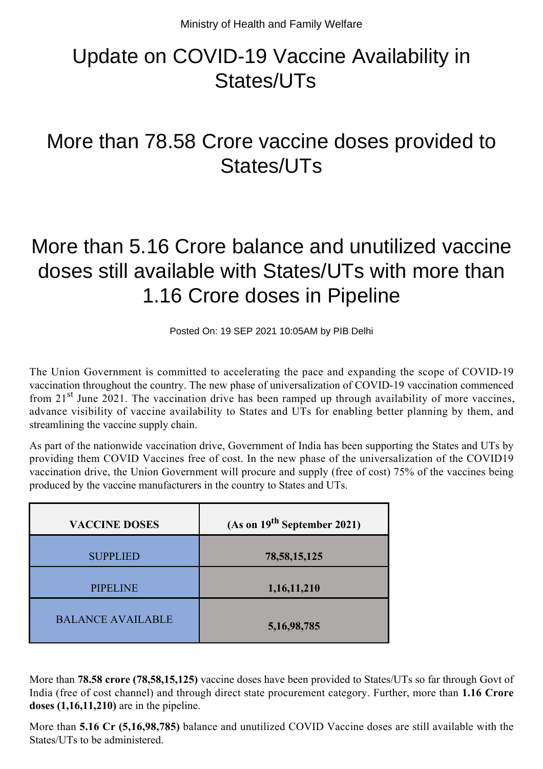Ministry of Health and Family Welfare

# Update on COVID-19 Vaccine Availability in States/UTs

# More than 78.58 Crore vaccine doses provided to States/UTs

# More than 5.16 Crore balance and unutilized vaccine doses still available with States/UTs with more than 1.16 Crore doses in Pipeline

Posted On: 19 SEP 2021 10:05AM by PIB Delhi

The Union Government is committed to accelerating the pace and expanding the scope of COVID-19 vaccination throughout the country. The new phase of universalization of COVID-19 vaccination commenced from 21st June 2021. The vaccination drive has been ramped up through availability of more vaccines, advance visibility of vaccine availability to States and UTs for enabling better planning by them, and streamlining the vaccine supply chain.

As part of the nationwide vaccination drive, Government of India has been supporting the States and UTs by providing them COVID Vaccines free of cost. In the new phase of the universalization of the COVID19 vaccination drive, the Union Government will procure and supply (free of cost) 75% of the vaccines being produced by the vaccine manufacturers in the country to States and UTs.

| VACCINE DOSES | (As on 19th September 2021) |
|---|---|
| SUPPLIED | **78,58,15,125** |
| PIPELINE | **1,16,11,210** |
| BALANCE AVAILABLE | **5,16,98,785** |

More than **78.58 crore (78,58,15,125)** vaccine doses have been provided to States/UTs so far through Govt of India (free of cost channel) and through direct state procurement category. Further, more than **1.16 Crore doses (1,16,11,210)** are in the pipeline.

More than **5.16 Cr (5,16,98,785)** balance and unutilized COVID Vaccine doses are still available with the States/UTs to be administered.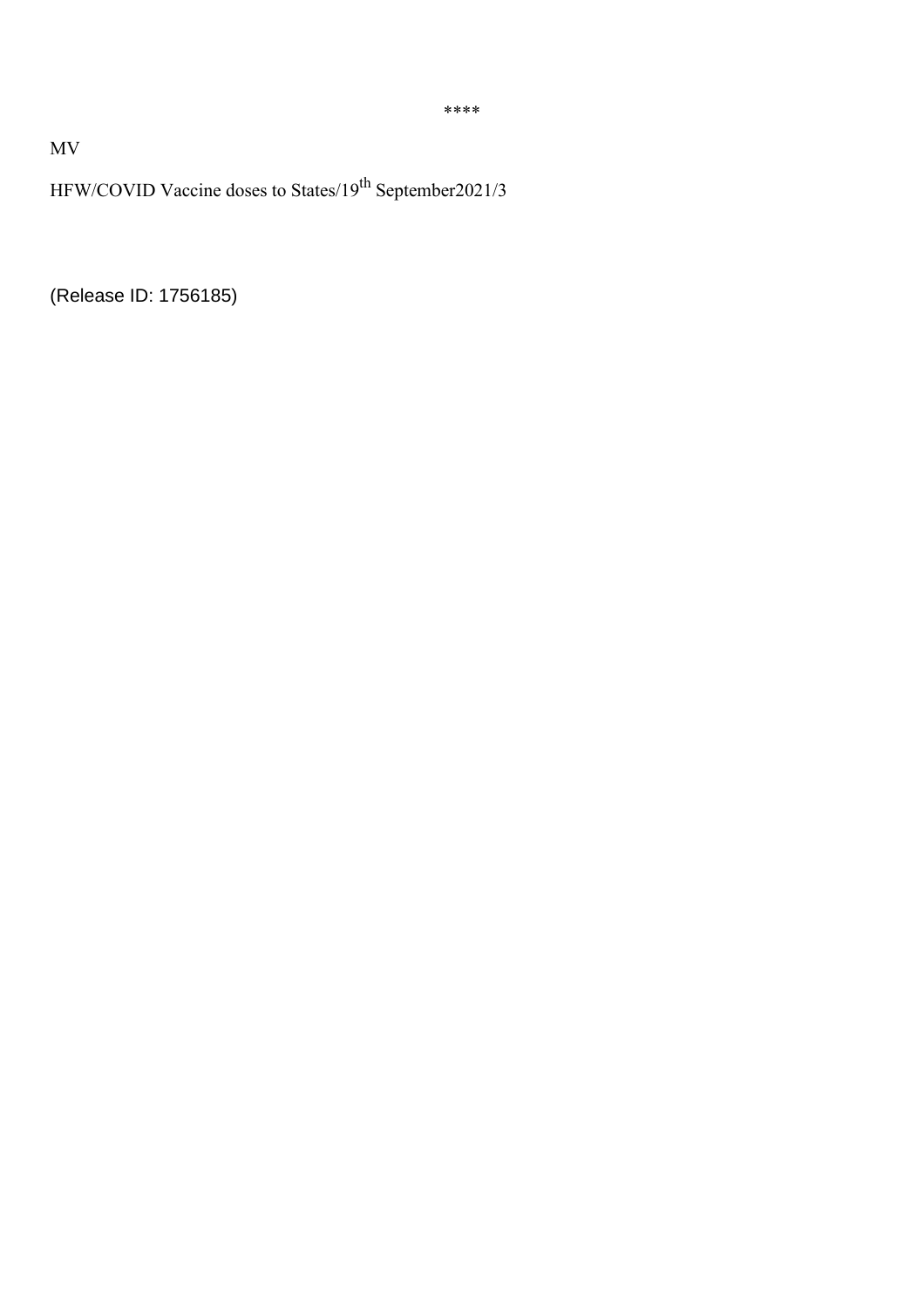****

MV

HFW/COVID Vaccine doses to States/19th September2021/3

(Release ID: 1756185)